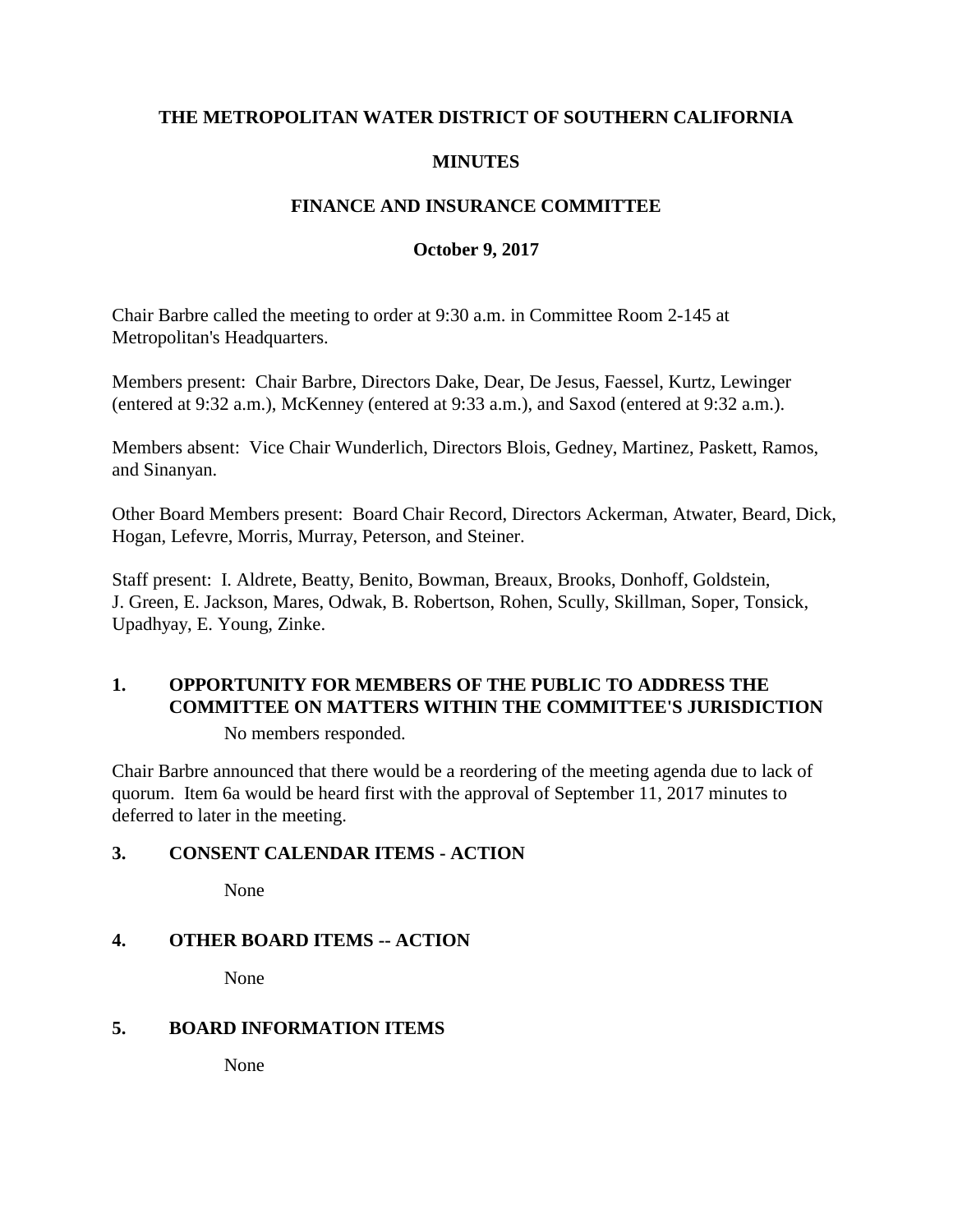**THE METROPOLITAN WATER DISTRICT OF SOUTHERN CALIFORNIA**

**MINUTES**

**FINANCE AND INSURANCE COMMITTEE**

**October 9, 2017**

Chair Barbre called the meeting to order at 9:30 a.m. in Committee Room 2-145 at Metropolitan's Headquarters.

Members present: Chair Barbre, Directors Dake, Dear, De Jesus, Faessel, Kurtz, Lewinger (entered at 9:32 a.m.), McKenney (entered at 9:33 a.m.), and Saxod (entered at 9:32 a.m.).

Members absent: Vice Chair Wunderlich, Directors Blois, Gedney, Martinez, Paskett, Ramos, and Sinanyan.

Other Board Members present: Board Chair Record, Directors Ackerman, Atwater, Beard, Dick, Hogan, Lefevre, Morris, Murray, Peterson, and Steiner.

Staff present: I. Aldrete, Beatty, Benito, Bowman, Breaux, Brooks, Donhoff, Goldstein, J. Green, E. Jackson, Mares, Odwak, B. Robertson, Rohen, Scully, Skillman, Soper, Tonsick, Upadhyay, E. Young, Zinke.

## 1. OPPORTUNITY FOR MEMBERS OF THE PUBLIC TO ADDRESS THE COMMITTEE ON MATTERS WITHIN THE COMMITTEE'S JURISDICTION

No members responded.

Chair Barbre announced that there would be a reordering of the meeting agenda due to lack of quorum. Item 6a would be heard first with the approval of September 11, 2017 minutes to deferred to later in the meeting.

## 3. CONSENT CALENDAR ITEMS - ACTION

None

## 4. OTHER BOARD ITEMS -- ACTION

None

## 5. BOARD INFORMATION ITEMS

None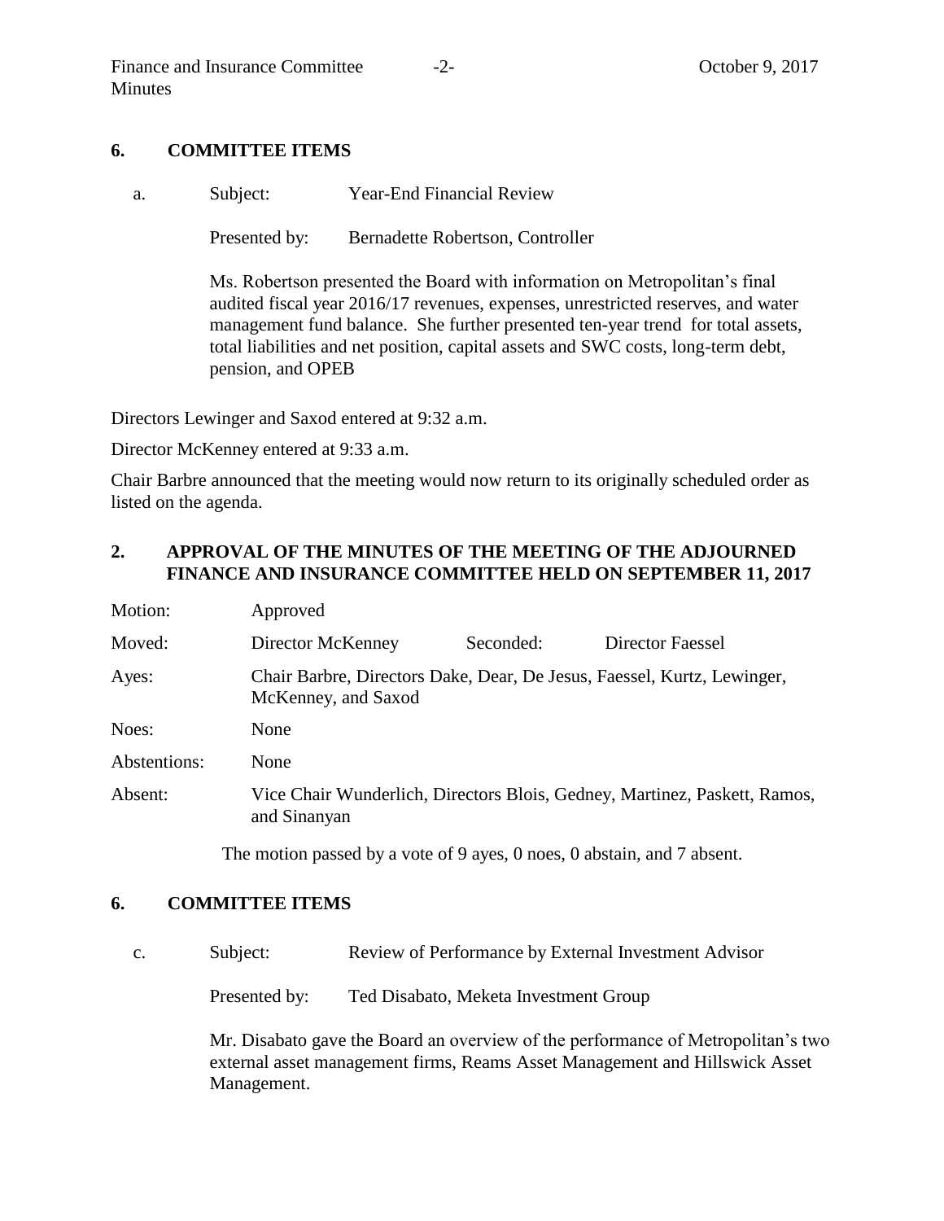## 6. COMMITTEE ITEMS

a. Subject: Year-End Financial Review

Presented by: Bernadette Robertson, Controller

Ms. Robertson presented the Board with information on Metropolitan's final audited fiscal year 2016/17 revenues, expenses, unrestricted reserves, and water management fund balance. She further presented ten-year trend for total assets, total liabilities and net position, capital assets and SWC costs, long-term debt, pension, and OPEB

Directors Lewinger and Saxod entered at 9:32 a.m.

Director McKenney entered at 9:33 a.m.

Chair Barbre announced that the meeting would now return to its originally scheduled order as listed on the agenda.

## 2. APPROVAL OF THE MINUTES OF THE MEETING OF THE ADJOURNED FINANCE AND INSURANCE COMMITTEE HELD ON SEPTEMBER 11, 2017

Motion: Approved

Moved: Director McKenney    Seconded: Director Faessel

Ayes: Chair Barbre, Directors Dake, Dear, De Jesus, Faessel, Kurtz, Lewinger, McKenney, and Saxod

Noes: None

Abstentions: None

Absent: Vice Chair Wunderlich, Directors Blois, Gedney, Martinez, Paskett, Ramos, and Sinanyan

The motion passed by a vote of 9 ayes, 0 noes, 0 abstain, and 7 absent.

## 6. COMMITTEE ITEMS

c. Subject: Review of Performance by External Investment Advisor

Presented by: Ted Disabato, Meketa Investment Group

Mr. Disabato gave the Board an overview of the performance of Metropolitan's two external asset management firms, Reams Asset Management and Hillswick Asset Management.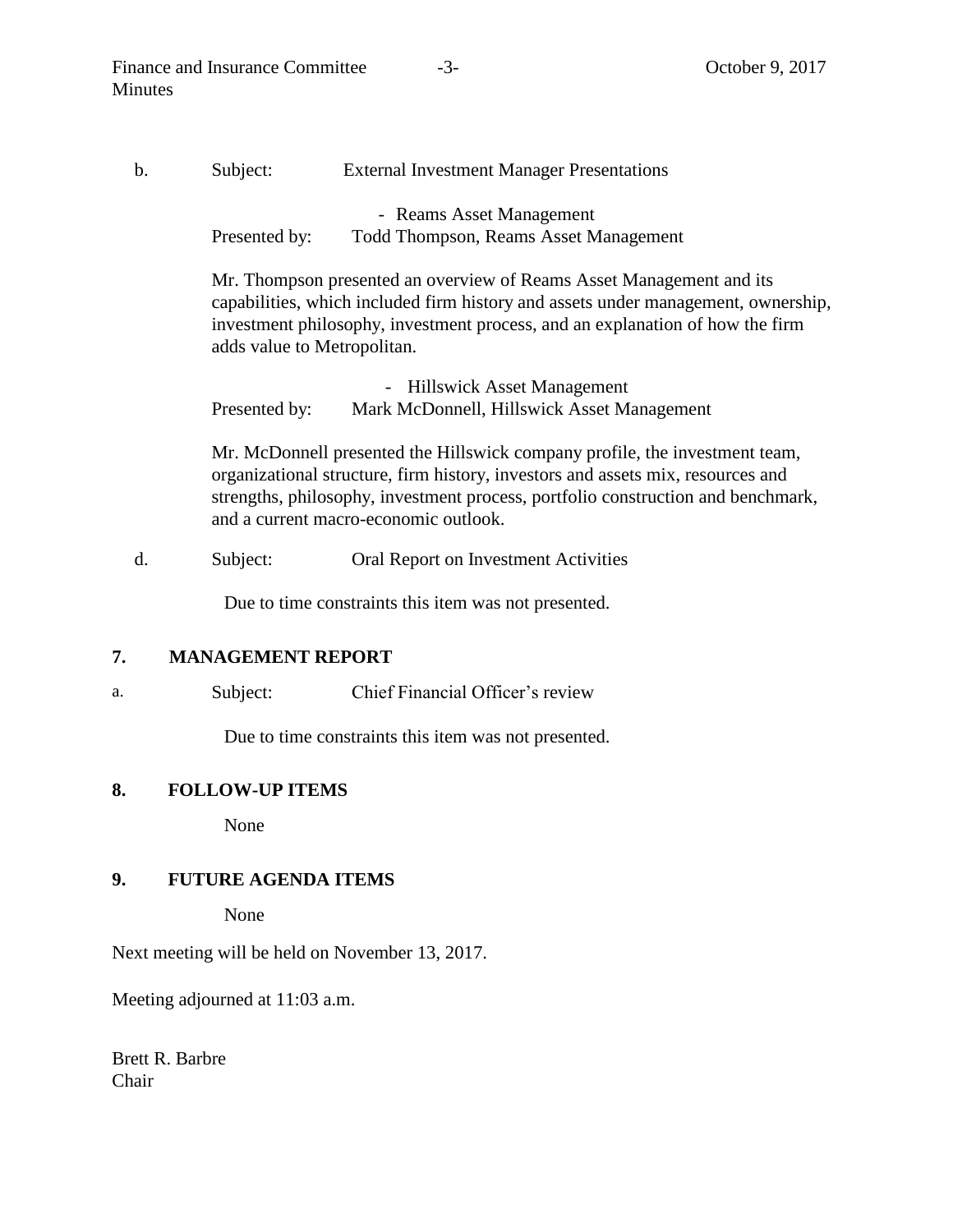b. Subject: External Investment Manager Presentations

- Reams Asset Management

Presented by: Todd Thompson, Reams Asset Management

Mr. Thompson presented an overview of Reams Asset Management and its capabilities, which included firm history and assets under management, ownership, investment philosophy, investment process, and an explanation of how the firm adds value to Metropolitan.

- Hillswick Asset Management

Presented by: Mark McDonnell, Hillswick Asset Management

Mr. McDonnell presented the Hillswick company profile, the investment team, organizational structure, firm history, investors and assets mix, resources and strengths, philosophy, investment process, portfolio construction and benchmark, and a current macro-economic outlook.

d. Subject: Oral Report on Investment Activities

Due to time constraints this item was not presented.

## 7. MANAGEMENT REPORT

a. Subject: Chief Financial Officer's review

Due to time constraints this item was not presented.

## 8. FOLLOW-UP ITEMS

None

## 9. FUTURE AGENDA ITEMS

None

Next meeting will be held on November 13, 2017.

Meeting adjourned at 11:03 a.m.

Brett R. Barbre
Chair